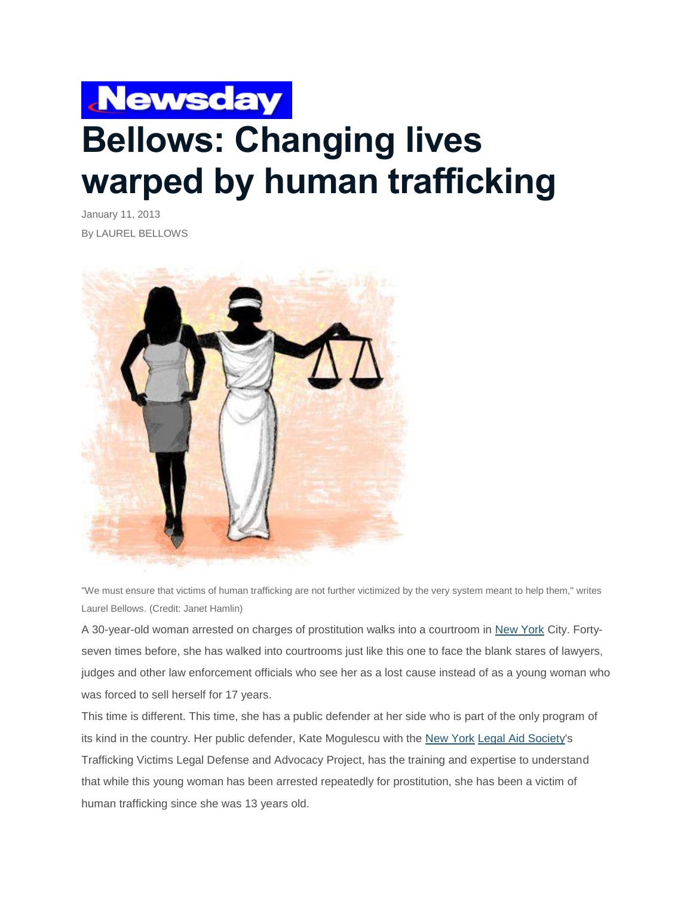Newsday

# Bellows: Changing lives warped by human trafficking

January 11, 2013

By LAUREL BELLOWS

"We must ensure that victims of human trafficking are not further victimized by the very system meant to help them," writes Laurel Bellows. (Credit: Janet Hamlin)

A 30-year-old woman arrested on charges of prostitution walks into a courtroom in New York City. Forty-seven times before, she has walked into courtrooms just like this one to face the blank stares of lawyers, judges and other law enforcement officials who see her as a lost cause instead of as a young woman who was forced to sell herself for 17 years.

This time is different. This time, she has a public defender at her side who is part of the only program of its kind in the country. Her public defender, Kate Mogulescu with the New York Legal Aid Society's Trafficking Victims Legal Defense and Advocacy Project, has the training and expertise to understand that while this young woman has been arrested repeatedly for prostitution, she has been a victim of human trafficking since she was 13 years old.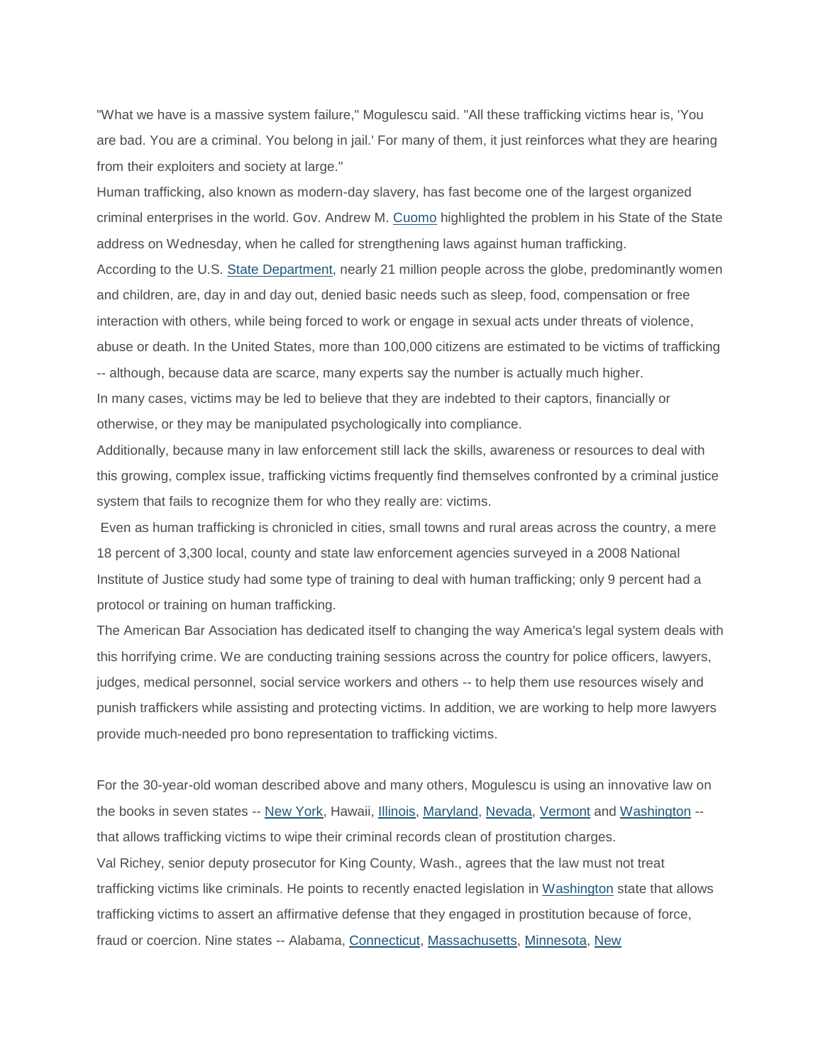"What we have is a massive system failure," Mogulescu said. "All these trafficking victims hear is, 'You are bad. You are a criminal. You belong in jail.' For many of them, it just reinforces what they are hearing from their exploiters and society at large."

Human trafficking, also known as modern-day slavery, has fast become one of the largest organized criminal enterprises in the world. Gov. Andrew M. Cuomo highlighted the problem in his State of the State address on Wednesday, when he called for strengthening laws against human trafficking.

According to the U.S. State Department, nearly 21 million people across the globe, predominantly women and children, are, day in and day out, denied basic needs such as sleep, food, compensation or free interaction with others, while being forced to work or engage in sexual acts under threats of violence, abuse or death. In the United States, more than 100,000 citizens are estimated to be victims of trafficking -- although, because data are scarce, many experts say the number is actually much higher.

In many cases, victims may be led to believe that they are indebted to their captors, financially or otherwise, or they may be manipulated psychologically into compliance.

Additionally, because many in law enforcement still lack the skills, awareness or resources to deal with this growing, complex issue, trafficking victims frequently find themselves confronted by a criminal justice system that fails to recognize them for who they really are: victims.

Even as human trafficking is chronicled in cities, small towns and rural areas across the country, a mere 18 percent of 3,300 local, county and state law enforcement agencies surveyed in a 2008 National Institute of Justice study had some type of training to deal with human trafficking; only 9 percent had a protocol or training on human trafficking.

The American Bar Association has dedicated itself to changing the way America's legal system deals with this horrifying crime. We are conducting training sessions across the country for police officers, lawyers, judges, medical personnel, social service workers and others -- to help them use resources wisely and punish traffickers while assisting and protecting victims. In addition, we are working to help more lawyers provide much-needed pro bono representation to trafficking victims.

For the 30-year-old woman described above and many others, Mogulescu is using an innovative law on the books in seven states -- New York, Hawaii, Illinois, Maryland, Nevada, Vermont and Washington -- that allows trafficking victims to wipe their criminal records clean of prostitution charges.

Val Richey, senior deputy prosecutor for King County, Wash., agrees that the law must not treat trafficking victims like criminals. He points to recently enacted legislation in Washington state that allows trafficking victims to assert an affirmative defense that they engaged in prostitution because of force, fraud or coercion. Nine states -- Alabama, Connecticut, Massachusetts, Minnesota, New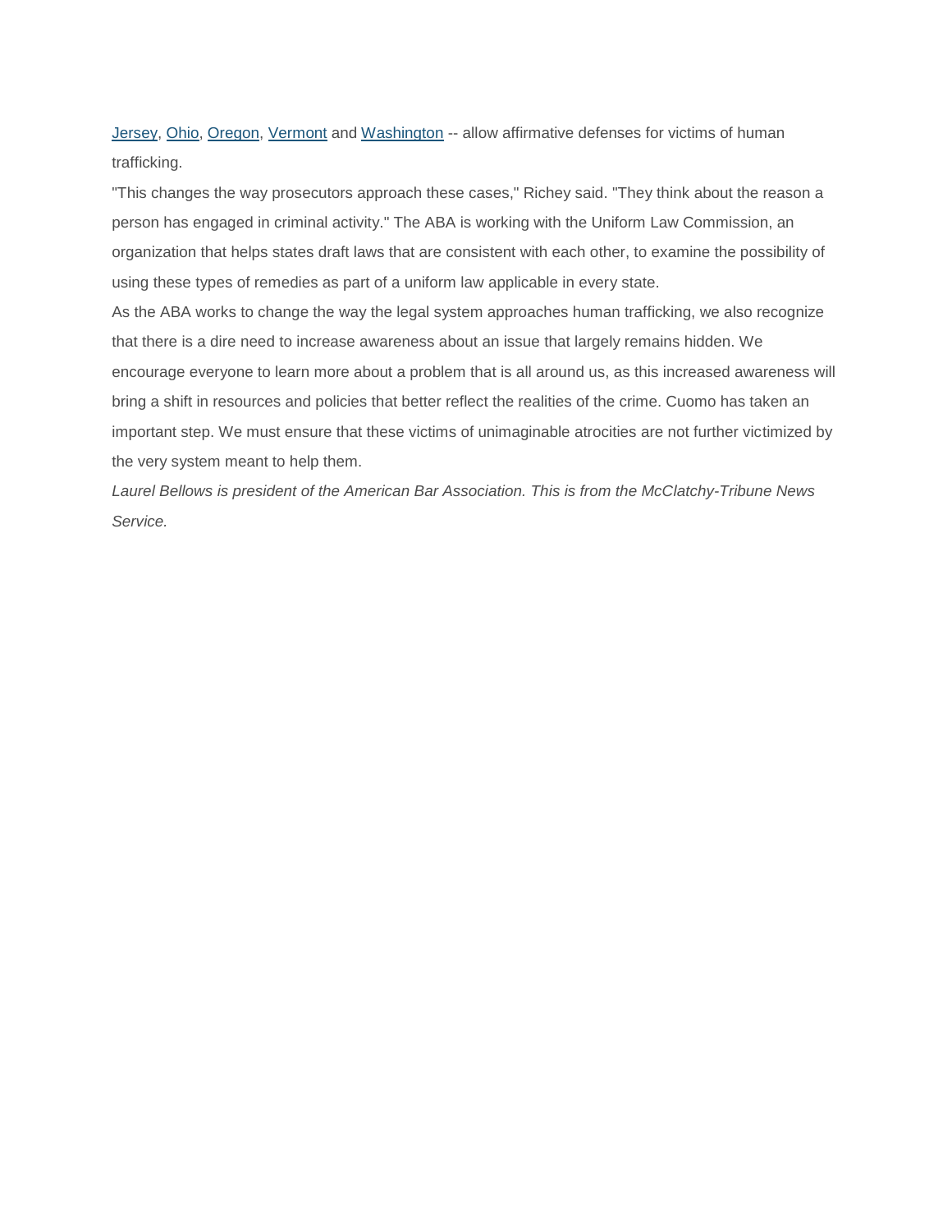Jersey, Ohio, Oregon, Vermont and Washington -- allow affirmative defenses for victims of human trafficking.

"This changes the way prosecutors approach these cases," Richey said. "They think about the reason a person has engaged in criminal activity." The ABA is working with the Uniform Law Commission, an organization that helps states draft laws that are consistent with each other, to examine the possibility of using these types of remedies as part of a uniform law applicable in every state.

As the ABA works to change the way the legal system approaches human trafficking, we also recognize that there is a dire need to increase awareness about an issue that largely remains hidden. We encourage everyone to learn more about a problem that is all around us, as this increased awareness will bring a shift in resources and policies that better reflect the realities of the crime. Cuomo has taken an important step. We must ensure that these victims of unimaginable atrocities are not further victimized by the very system meant to help them.

*Laurel Bellows is president of the American Bar Association. This is from the McClatchy-Tribune News Service.*